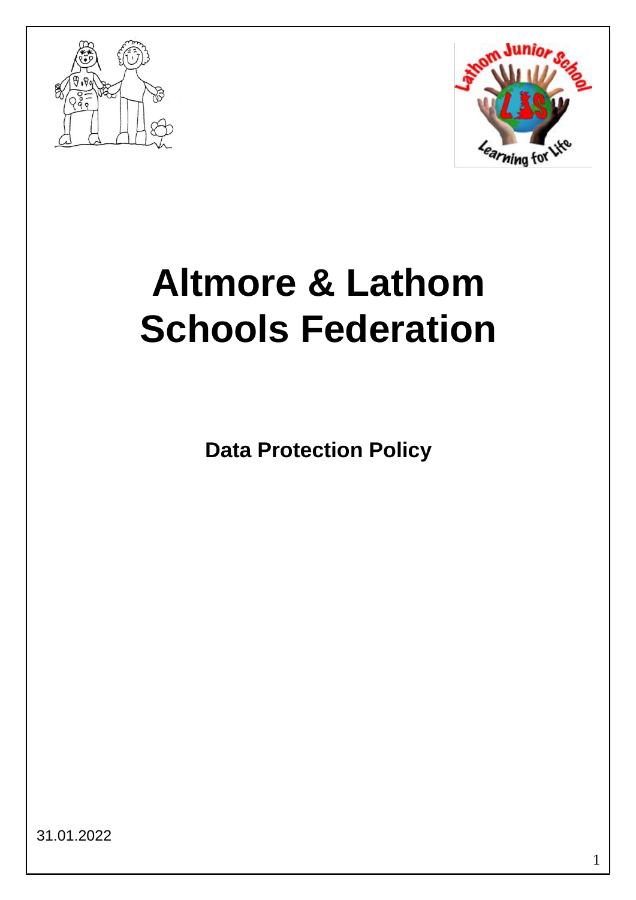# Altmore & Lathom Schools Federation

**Data Protection Policy**

31.01.2022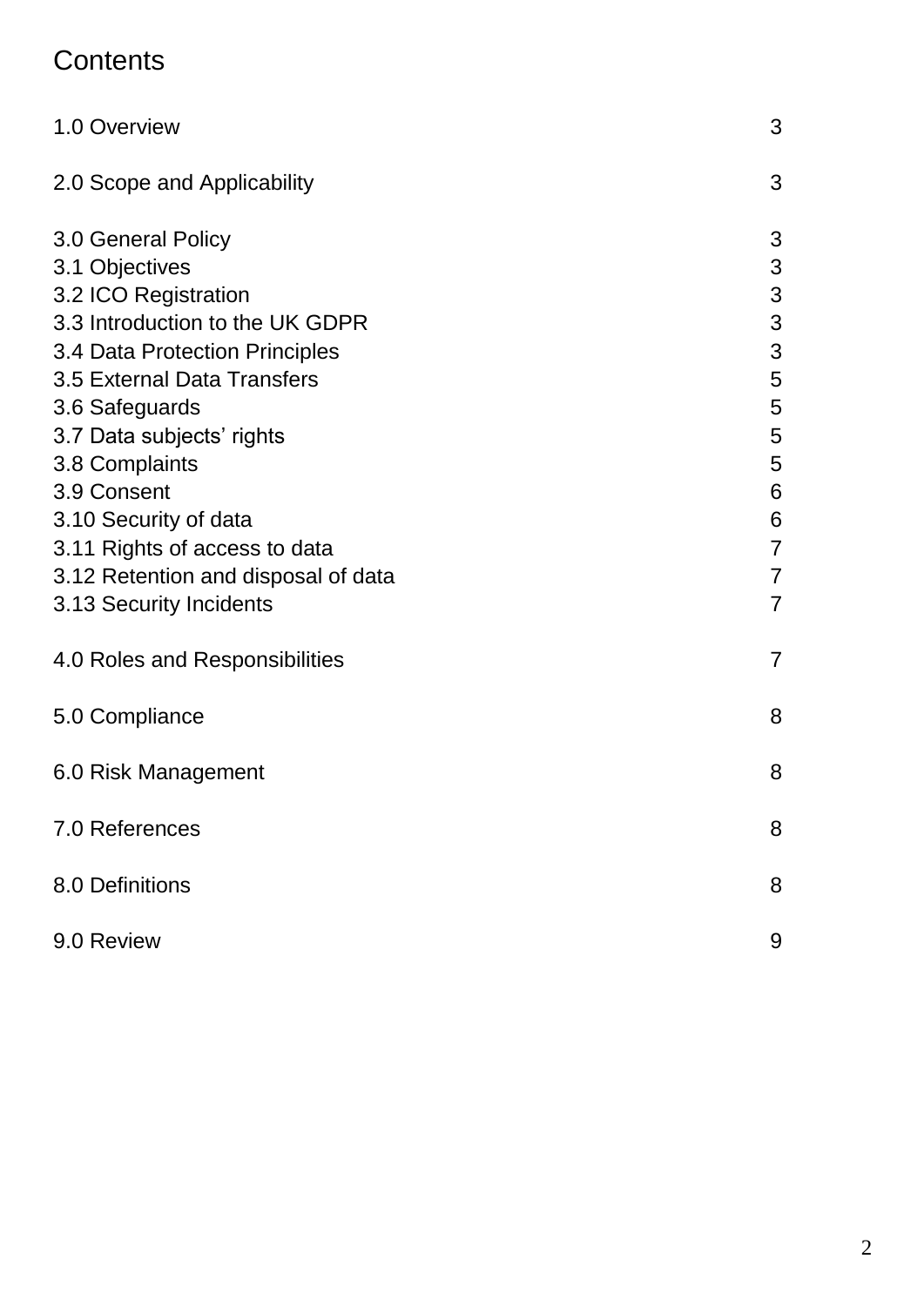# Contents

| | |
|---|---|
| 1.0 Overview | 3 |
| 2.0 Scope and Applicability | 3 |
| 3.0 General Policy | 3 |
| 3.1 Objectives | 3 |
| 3.2 ICO Registration | 3 |
| 3.3 Introduction to the UK GDPR | 3 |
| 3.4 Data Protection Principles | 3 |
| 3.5 External Data Transfers | 5 |
| 3.6 Safeguards | 5 |
| 3.7 Data subjects’ rights | 5 |
| 3.8 Complaints | 5 |
| 3.9 Consent | 6 |
| 3.10 Security of data | 6 |
| 3.11 Rights of access to data | 7 |
| 3.12 Retention and disposal of data | 7 |
| 3.13 Security Incidents | 7 |
| 4.0 Roles and Responsibilities | 7 |
| 5.0 Compliance | 8 |
| 6.0 Risk Management | 8 |
| 7.0 References | 8 |
| 8.0 Definitions | 8 |
| 9.0 Review | 9 |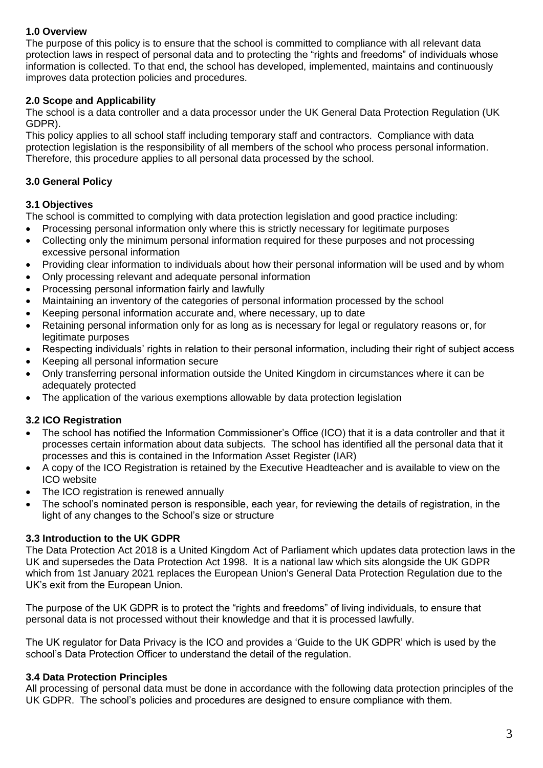### 1.0 Overview

The purpose of this policy is to ensure that the school is committed to compliance with all relevant data protection laws in respect of personal data and to protecting the "rights and freedoms" of individuals whose information is collected. To that end, the school has developed, implemented, maintains and continuously improves data protection policies and procedures.

### 2.0 Scope and Applicability

The school is a data controller and a data processor under the UK General Data Protection Regulation (UK GDPR).

This policy applies to all school staff including temporary staff and contractors. Compliance with data protection legislation is the responsibility of all members of the school who process personal information. Therefore, this procedure applies to all personal data processed by the school.

### 3.0 General Policy

#### 3.1 Objectives

The school is committed to complying with data protection legislation and good practice including:

- Processing personal information only where this is strictly necessary for legitimate purposes
- Collecting only the minimum personal information required for these purposes and not processing excessive personal information
- Providing clear information to individuals about how their personal information will be used and by whom
- Only processing relevant and adequate personal information
- Processing personal information fairly and lawfully
- Maintaining an inventory of the categories of personal information processed by the school
- Keeping personal information accurate and, where necessary, up to date
- Retaining personal information only for as long as is necessary for legal or regulatory reasons or, for legitimate purposes
- Respecting individuals' rights in relation to their personal information, including their right of subject access
- Keeping all personal information secure
- Only transferring personal information outside the United Kingdom in circumstances where it can be adequately protected
- The application of the various exemptions allowable by data protection legislation

#### 3.2 ICO Registration

- The school has notified the Information Commissioner's Office (ICO) that it is a data controller and that it processes certain information about data subjects. The school has identified all the personal data that it processes and this is contained in the Information Asset Register (IAR)
- A copy of the ICO Registration is retained by the Executive Headteacher and is available to view on the ICO website
- The ICO registration is renewed annually
- The school's nominated person is responsible, each year, for reviewing the details of registration, in the light of any changes to the School's size or structure

#### 3.3 Introduction to the UK GDPR

The Data Protection Act 2018 is a United Kingdom Act of Parliament which updates data protection laws in the UK and supersedes the Data Protection Act 1998. It is a national law which sits alongside the UK GDPR which from 1st January 2021 replaces the European Union's General Data Protection Regulation due to the UK's exit from the European Union.

The purpose of the UK GDPR is to protect the "rights and freedoms" of living individuals, to ensure that personal data is not processed without their knowledge and that it is processed lawfully.

The UK regulator for Data Privacy is the ICO and provides a 'Guide to the UK GDPR' which is used by the school's Data Protection Officer to understand the detail of the regulation.

#### 3.4 Data Protection Principles

All processing of personal data must be done in accordance with the following data protection principles of the UK GDPR. The school's policies and procedures are designed to ensure compliance with them.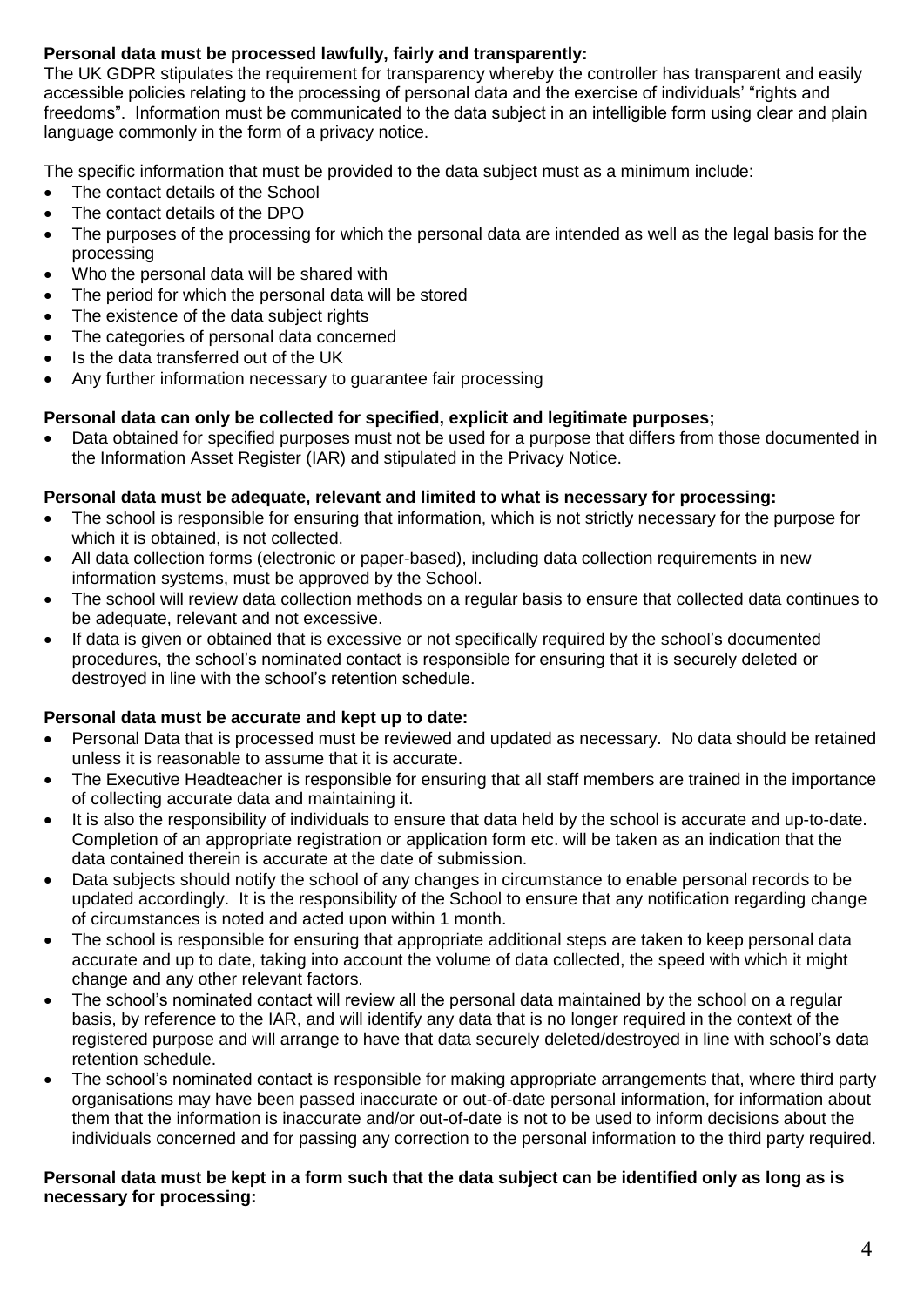**Personal data must be processed lawfully, fairly and transparently:**

The UK GDPR stipulates the requirement for transparency whereby the controller has transparent and easily accessible policies relating to the processing of personal data and the exercise of individuals' "rights and freedoms". Information must be communicated to the data subject in an intelligible form using clear and plain language commonly in the form of a privacy notice.

The specific information that must be provided to the data subject must as a minimum include:

- The contact details of the School
- The contact details of the DPO
- The purposes of the processing for which the personal data are intended as well as the legal basis for the processing
- Who the personal data will be shared with
- The period for which the personal data will be stored
- The existence of the data subject rights
- The categories of personal data concerned
- Is the data transferred out of the UK
- Any further information necessary to guarantee fair processing

**Personal data can only be collected for specified, explicit and legitimate purposes;**

- Data obtained for specified purposes must not be used for a purpose that differs from those documented in the Information Asset Register (IAR) and stipulated in the Privacy Notice.

**Personal data must be adequate, relevant and limited to what is necessary for processing:**

- The school is responsible for ensuring that information, which is not strictly necessary for the purpose for which it is obtained, is not collected.
- All data collection forms (electronic or paper-based), including data collection requirements in new information systems, must be approved by the School.
- The school will review data collection methods on a regular basis to ensure that collected data continues to be adequate, relevant and not excessive.
- If data is given or obtained that is excessive or not specifically required by the school's documented procedures, the school's nominated contact is responsible for ensuring that it is securely deleted or destroyed in line with the school's retention schedule.

**Personal data must be accurate and kept up to date:**

- Personal Data that is processed must be reviewed and updated as necessary. No data should be retained unless it is reasonable to assume that it is accurate.
- The Executive Headteacher is responsible for ensuring that all staff members are trained in the importance of collecting accurate data and maintaining it.
- It is also the responsibility of individuals to ensure that data held by the school is accurate and up-to-date. Completion of an appropriate registration or application form etc. will be taken as an indication that the data contained therein is accurate at the date of submission.
- Data subjects should notify the school of any changes in circumstance to enable personal records to be updated accordingly. It is the responsibility of the School to ensure that any notification regarding change of circumstances is noted and acted upon within 1 month.
- The school is responsible for ensuring that appropriate additional steps are taken to keep personal data accurate and up to date, taking into account the volume of data collected, the speed with which it might change and any other relevant factors.
- The school's nominated contact will review all the personal data maintained by the school on a regular basis, by reference to the IAR, and will identify any data that is no longer required in the context of the registered purpose and will arrange to have that data securely deleted/destroyed in line with school's data retention schedule.
- The school's nominated contact is responsible for making appropriate arrangements that, where third party organisations may have been passed inaccurate or out-of-date personal information, for information about them that the information is inaccurate and/or out-of-date is not to be used to inform decisions about the individuals concerned and for passing any correction to the personal information to the third party required.

**Personal data must be kept in a form such that the data subject can be identified only as long as is necessary for processing:**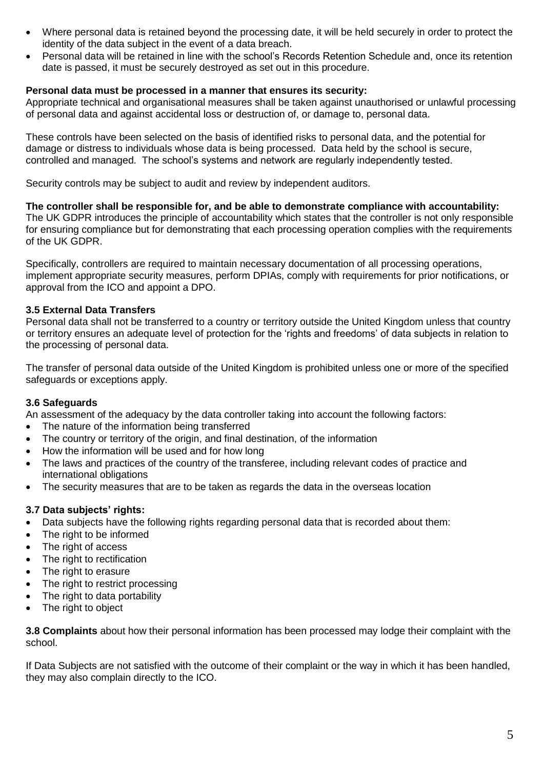- Where personal data is retained beyond the processing date, it will be held securely in order to protect the identity of the data subject in the event of a data breach.
- Personal data will be retained in line with the school's Records Retention Schedule and, once its retention date is passed, it must be securely destroyed as set out in this procedure.

**Personal data must be processed in a manner that ensures its security:**
Appropriate technical and organisational measures shall be taken against unauthorised or unlawful processing of personal data and against accidental loss or destruction of, or damage to, personal data.

These controls have been selected on the basis of identified risks to personal data, and the potential for damage or distress to individuals whose data is being processed. Data held by the school is secure, controlled and managed. The school's systems and network are regularly independently tested.

Security controls may be subject to audit and review by independent auditors.

**The controller shall be responsible for, and be able to demonstrate compliance with accountability:**
The UK GDPR introduces the principle of accountability which states that the controller is not only responsible for ensuring compliance but for demonstrating that each processing operation complies with the requirements of the UK GDPR.

Specifically, controllers are required to maintain necessary documentation of all processing operations, implement appropriate security measures, perform DPIAs, comply with requirements for prior notifications, or approval from the ICO and appoint a DPO.

### 3.5 External Data Transfers

Personal data shall not be transferred to a country or territory outside the United Kingdom unless that country or territory ensures an adequate level of protection for the 'rights and freedoms' of data subjects in relation to the processing of personal data.

The transfer of personal data outside of the United Kingdom is prohibited unless one or more of the specified safeguards or exceptions apply.

### 3.6 Safeguards

An assessment of the adequacy by the data controller taking into account the following factors:

- The nature of the information being transferred
- The country or territory of the origin, and final destination, of the information
- How the information will be used and for how long
- The laws and practices of the country of the transferee, including relevant codes of practice and international obligations
- The security measures that are to be taken as regards the data in the overseas location

### 3.7 Data subjects' rights:

- Data subjects have the following rights regarding personal data that is recorded about them:
- The right to be informed
- The right of access
- The right to rectification
- The right to erasure
- The right to restrict processing
- The right to data portability
- The right to object

**3.8 Complaints** about how their personal information has been processed may lodge their complaint with the school.

If Data Subjects are not satisfied with the outcome of their complaint or the way in which it has been handled, they may also complain directly to the ICO.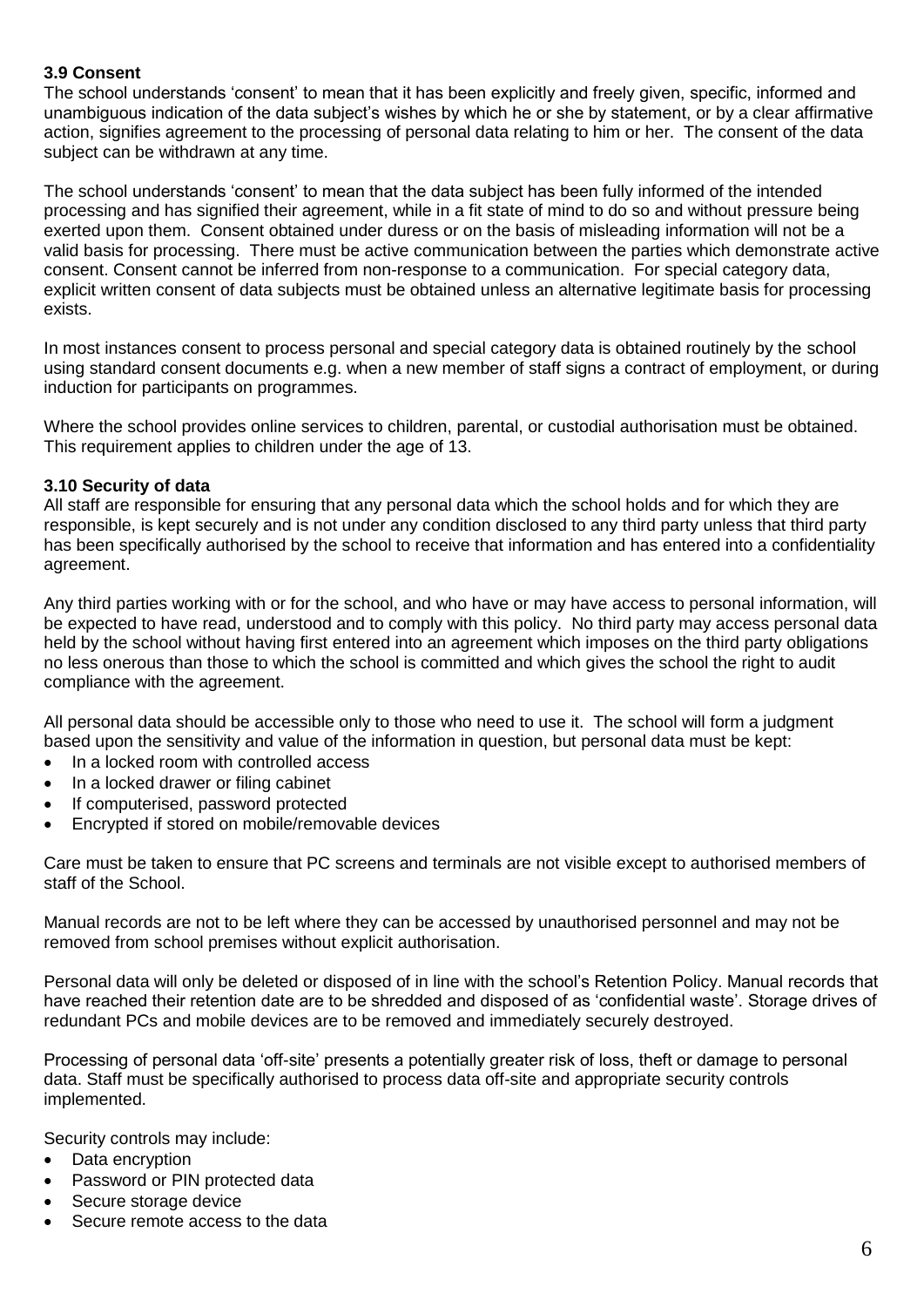### 3.9 Consent

The school understands 'consent' to mean that it has been explicitly and freely given, specific, informed and unambiguous indication of the data subject's wishes by which he or she by statement, or by a clear affirmative action, signifies agreement to the processing of personal data relating to him or her. The consent of the data subject can be withdrawn at any time.

The school understands 'consent' to mean that the data subject has been fully informed of the intended processing and has signified their agreement, while in a fit state of mind to do so and without pressure being exerted upon them. Consent obtained under duress or on the basis of misleading information will not be a valid basis for processing. There must be active communication between the parties which demonstrate active consent. Consent cannot be inferred from non-response to a communication. For special category data, explicit written consent of data subjects must be obtained unless an alternative legitimate basis for processing exists.

In most instances consent to process personal and special category data is obtained routinely by the school using standard consent documents e.g. when a new member of staff signs a contract of employment, or during induction for participants on programmes.

Where the school provides online services to children, parental, or custodial authorisation must be obtained. This requirement applies to children under the age of 13.

### 3.10 Security of data

All staff are responsible for ensuring that any personal data which the school holds and for which they are responsible, is kept securely and is not under any condition disclosed to any third party unless that third party has been specifically authorised by the school to receive that information and has entered into a confidentiality agreement.

Any third parties working with or for the school, and who have or may have access to personal information, will be expected to have read, understood and to comply with this policy. No third party may access personal data held by the school without having first entered into an agreement which imposes on the third party obligations no less onerous than those to which the school is committed and which gives the school the right to audit compliance with the agreement.

All personal data should be accessible only to those who need to use it. The school will form a judgment based upon the sensitivity and value of the information in question, but personal data must be kept:

- In a locked room with controlled access
- In a locked drawer or filing cabinet
- If computerised, password protected
- Encrypted if stored on mobile/removable devices

Care must be taken to ensure that PC screens and terminals are not visible except to authorised members of staff of the School.

Manual records are not to be left where they can be accessed by unauthorised personnel and may not be removed from school premises without explicit authorisation.

Personal data will only be deleted or disposed of in line with the school's Retention Policy. Manual records that have reached their retention date are to be shredded and disposed of as 'confidential waste'. Storage drives of redundant PCs and mobile devices are to be removed and immediately securely destroyed.

Processing of personal data 'off-site' presents a potentially greater risk of loss, theft or damage to personal data. Staff must be specifically authorised to process data off-site and appropriate security controls implemented.

Security controls may include:

- Data encryption
- Password or PIN protected data
- Secure storage device
- Secure remote access to the data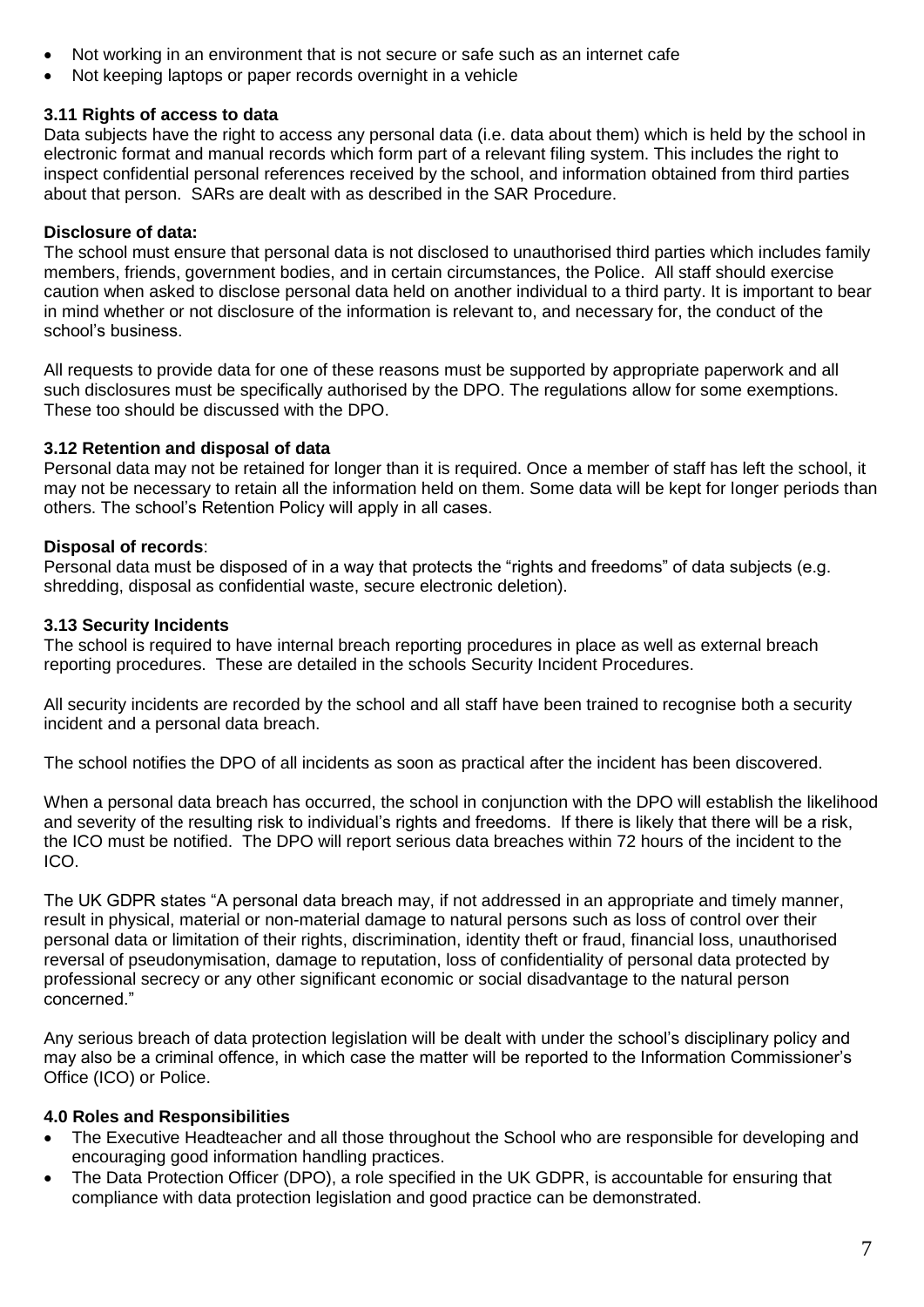- Not working in an environment that is not secure or safe such as an internet cafe
- Not keeping laptops or paper records overnight in a vehicle

**3.11 Rights of access to data**

Data subjects have the right to access any personal data (i.e. data about them) which is held by the school in electronic format and manual records which form part of a relevant filing system. This includes the right to inspect confidential personal references received by the school, and information obtained from third parties about that person. SARs are dealt with as described in the SAR Procedure.

**Disclosure of data:**

The school must ensure that personal data is not disclosed to unauthorised third parties which includes family members, friends, government bodies, and in certain circumstances, the Police. All staff should exercise caution when asked to disclose personal data held on another individual to a third party. It is important to bear in mind whether or not disclosure of the information is relevant to, and necessary for, the conduct of the school's business.

All requests to provide data for one of these reasons must be supported by appropriate paperwork and all such disclosures must be specifically authorised by the DPO. The regulations allow for some exemptions. These too should be discussed with the DPO.

**3.12 Retention and disposal of data**

Personal data may not be retained for longer than it is required. Once a member of staff has left the school, it may not be necessary to retain all the information held on them. Some data will be kept for longer periods than others. The school's Retention Policy will apply in all cases.

**Disposal of records**:

Personal data must be disposed of in a way that protects the "rights and freedoms" of data subjects (e.g. shredding, disposal as confidential waste, secure electronic deletion).

**3.13 Security Incidents**

The school is required to have internal breach reporting procedures in place as well as external breach reporting procedures. These are detailed in the schools Security Incident Procedures.

All security incidents are recorded by the school and all staff have been trained to recognise both a security incident and a personal data breach.

The school notifies the DPO of all incidents as soon as practical after the incident has been discovered.

When a personal data breach has occurred, the school in conjunction with the DPO will establish the likelihood and severity of the resulting risk to individual's rights and freedoms. If there is likely that there will be a risk, the ICO must be notified. The DPO will report serious data breaches within 72 hours of the incident to the ICO.

The UK GDPR states "A personal data breach may, if not addressed in an appropriate and timely manner, result in physical, material or non-material damage to natural persons such as loss of control over their personal data or limitation of their rights, discrimination, identity theft or fraud, financial loss, unauthorised reversal of pseudonymisation, damage to reputation, loss of confidentiality of personal data protected by professional secrecy or any other significant economic or social disadvantage to the natural person concerned."

Any serious breach of data protection legislation will be dealt with under the school's disciplinary policy and may also be a criminal offence, in which case the matter will be reported to the Information Commissioner's Office (ICO) or Police.

**4.0 Roles and Responsibilities**

- The Executive Headteacher and all those throughout the School who are responsible for developing and encouraging good information handling practices.
- The Data Protection Officer (DPO), a role specified in the UK GDPR, is accountable for ensuring that compliance with data protection legislation and good practice can be demonstrated.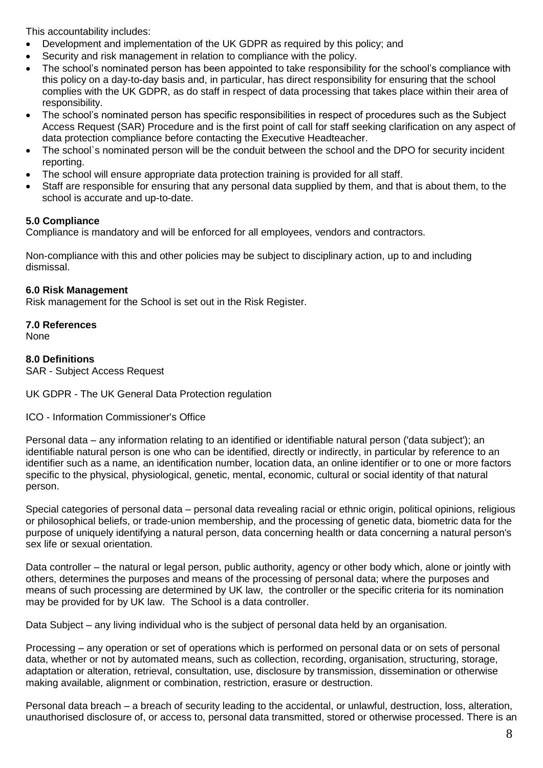This accountability includes:

- Development and implementation of the UK GDPR as required by this policy; and
- Security and risk management in relation to compliance with the policy.
- The school's nominated person has been appointed to take responsibility for the school's compliance with this policy on a day-to-day basis and, in particular, has direct responsibility for ensuring that the school complies with the UK GDPR, as do staff in respect of data processing that takes place within their area of responsibility.
- The school's nominated person has specific responsibilities in respect of procedures such as the Subject Access Request (SAR) Procedure and is the first point of call for staff seeking clarification on any aspect of data protection compliance before contacting the Executive Headteacher.
- The school`s nominated person will be the conduit between the school and the DPO for security incident reporting.
- The school will ensure appropriate data protection training is provided for all staff.
- Staff are responsible for ensuring that any personal data supplied by them, and that is about them, to the school is accurate and up-to-date.

**5.0 Compliance**

Compliance is mandatory and will be enforced for all employees, vendors and contractors.

Non-compliance with this and other policies may be subject to disciplinary action, up to and including dismissal.

**6.0 Risk Management**

Risk management for the School is set out in the Risk Register.

**7.0 References**

None

**8.0 Definitions**

SAR - Subject Access Request

UK GDPR - The UK General Data Protection regulation

ICO - Information Commissioner's Office

Personal data – any information relating to an identified or identifiable natural person ('data subject'); an identifiable natural person is one who can be identified, directly or indirectly, in particular by reference to an identifier such as a name, an identification number, location data, an online identifier or to one or more factors specific to the physical, physiological, genetic, mental, economic, cultural or social identity of that natural person.

Special categories of personal data – personal data revealing racial or ethnic origin, political opinions, religious or philosophical beliefs, or trade-union membership, and the processing of genetic data, biometric data for the purpose of uniquely identifying a natural person, data concerning health or data concerning a natural person's sex life or sexual orientation.

Data controller – the natural or legal person, public authority, agency or other body which, alone or jointly with others, determines the purposes and means of the processing of personal data; where the purposes and means of such processing are determined by UK law, the controller or the specific criteria for its nomination may be provided for by UK law. The School is a data controller.

Data Subject – any living individual who is the subject of personal data held by an organisation.

Processing – any operation or set of operations which is performed on personal data or on sets of personal data, whether or not by automated means, such as collection, recording, organisation, structuring, storage, adaptation or alteration, retrieval, consultation, use, disclosure by transmission, dissemination or otherwise making available, alignment or combination, restriction, erasure or destruction.

Personal data breach – a breach of security leading to the accidental, or unlawful, destruction, loss, alteration, unauthorised disclosure of, or access to, personal data transmitted, stored or otherwise processed. There is an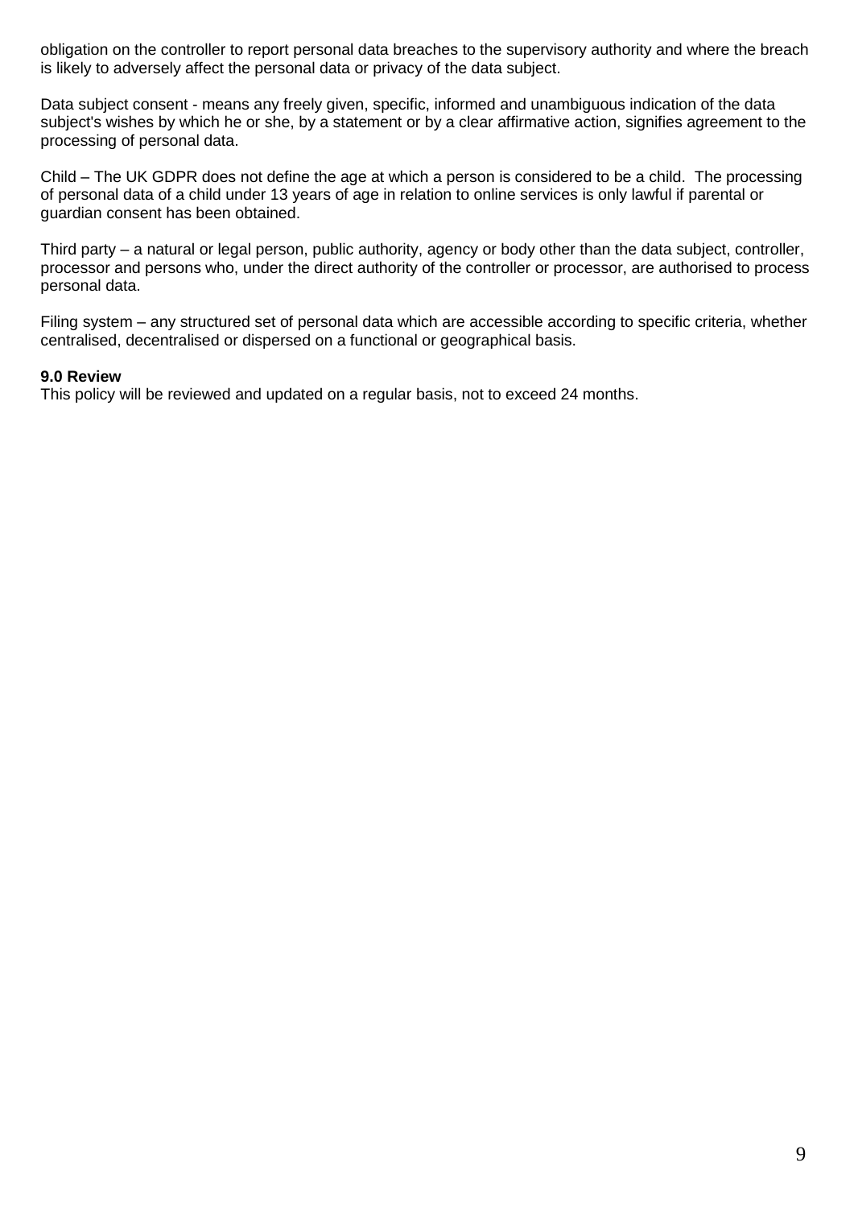obligation on the controller to report personal data breaches to the supervisory authority and where the breach is likely to adversely affect the personal data or privacy of the data subject.

Data subject consent - means any freely given, specific, informed and unambiguous indication of the data subject's wishes by which he or she, by a statement or by a clear affirmative action, signifies agreement to the processing of personal data.

Child – The UK GDPR does not define the age at which a person is considered to be a child. The processing of personal data of a child under 13 years of age in relation to online services is only lawful if parental or guardian consent has been obtained.

Third party – a natural or legal person, public authority, agency or body other than the data subject, controller, processor and persons who, under the direct authority of the controller or processor, are authorised to process personal data.

Filing system – any structured set of personal data which are accessible according to specific criteria, whether centralised, decentralised or dispersed on a functional or geographical basis.

**9.0 Review**

This policy will be reviewed and updated on a regular basis, not to exceed 24 months.